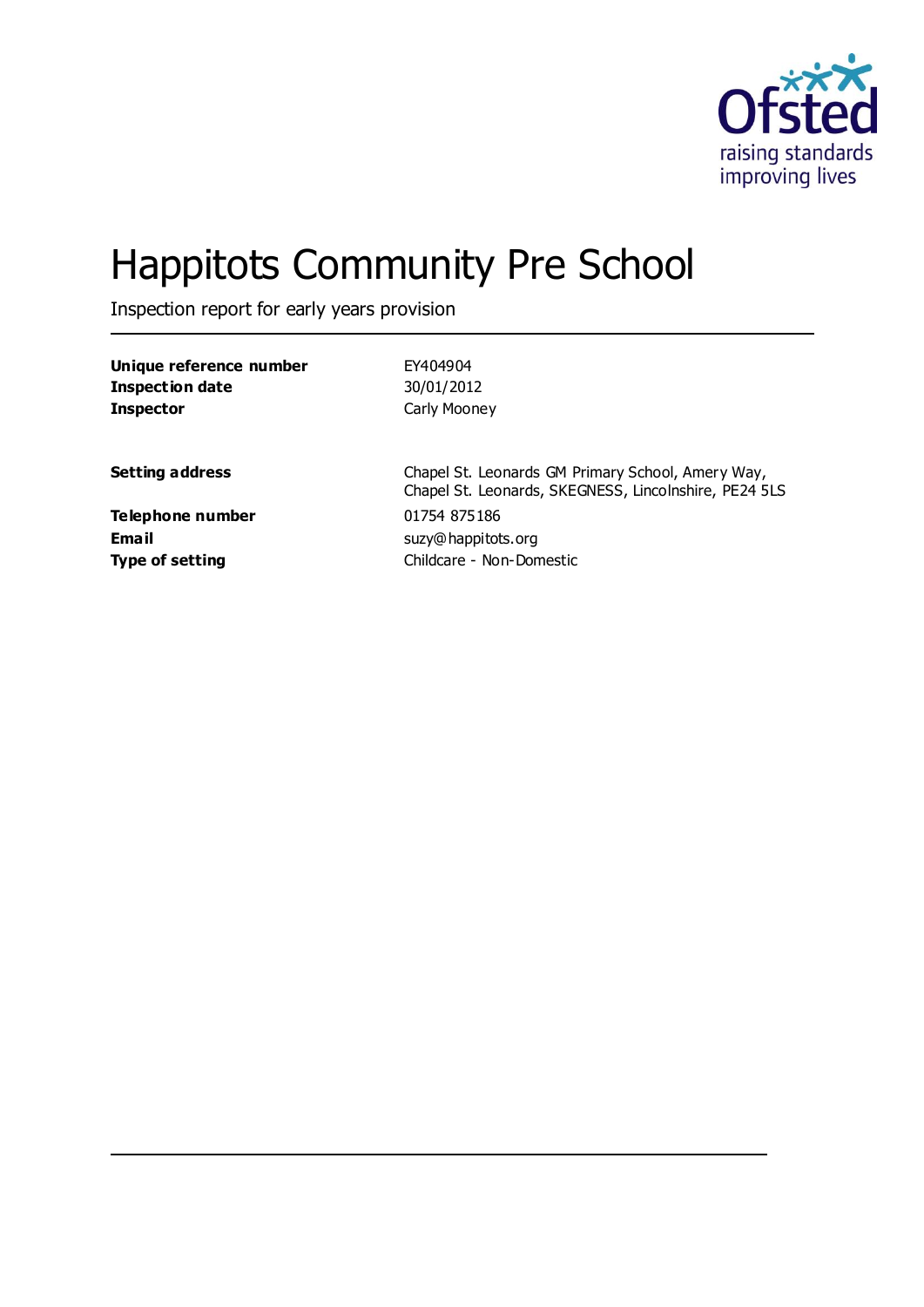# Happitots Community Pre School

Inspection report for early years provision

| | |
|---|---|
| **Unique reference number** | EY404904 |
| **Inspection date** | 30/01/2012 |
| **Inspector** | Carly Mooney |

| | |
|---|---|
| **Setting address** | Chapel St. Leonards GM Primary School, Amery Way, Chapel St. Leonards, SKEGNESS, Lincolnshire, PE24 5LS |
| **Telephone number** | 01754 875186 |
| **Email** | suzy@happitots.org |
| **Type of setting** | Childcare - Non-Domestic |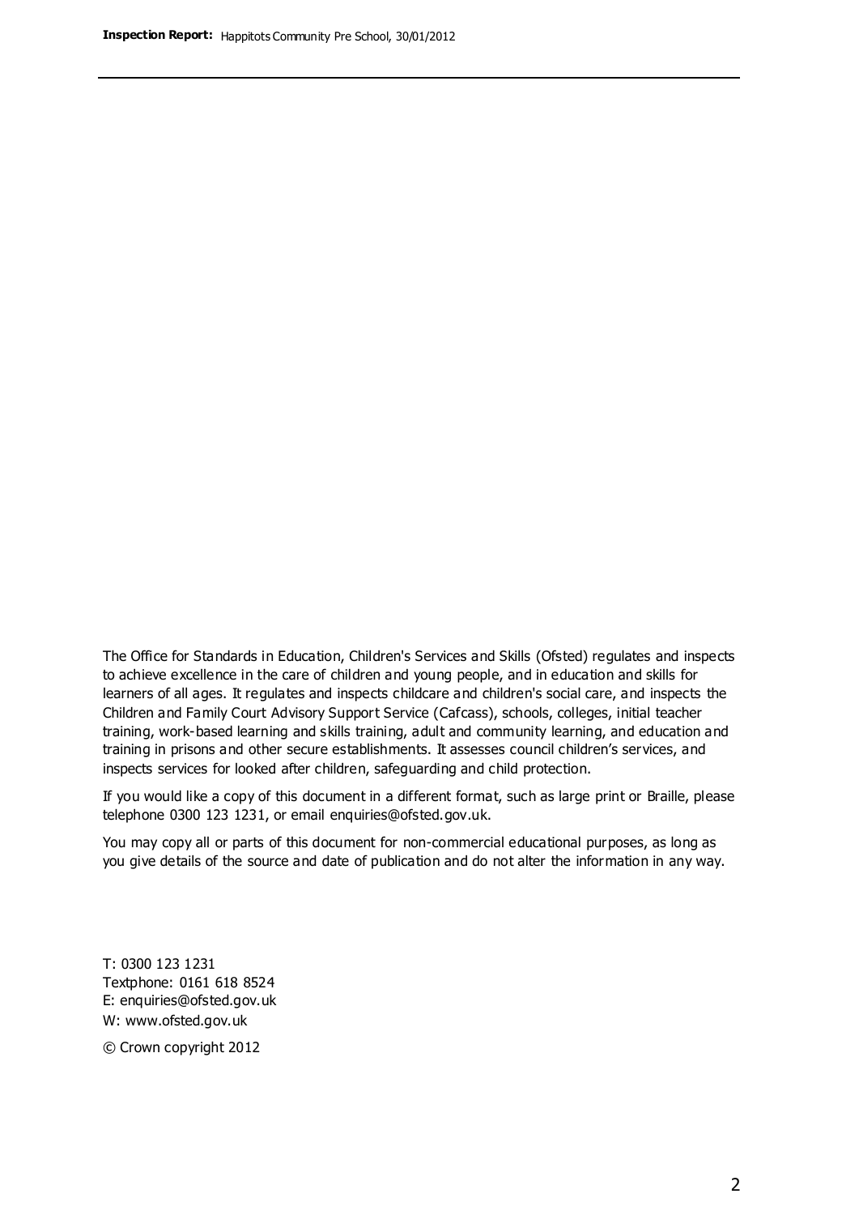The Office for Standards in Education, Children's Services and Skills (Ofsted) regulates and inspects to achieve excellence in the care of children and young people, and in education and skills for learners of all ages. It regulates and inspects childcare and children's social care, and inspects the Children and Family Court Advisory Support Service (Cafcass), schools, colleges, initial teacher training, work-based learning and skills training, adult and community learning, and education and training in prisons and other secure establishments. It assesses council children's services, and inspects services for looked after children, safeguarding and child protection.

If you would like a copy of this document in a different format, such as large print or Braille, please telephone 0300 123 1231, or email enquiries@ofsted.gov.uk.

You may copy all or parts of this document for non-commercial educational purposes, as long as you give details of the source and date of publication and do not alter the information in any way.

T: 0300 123 1231
Textphone: 0161 618 8524
E: enquiries@ofsted.gov.uk
W: www.ofsted.gov.uk

© Crown copyright 2012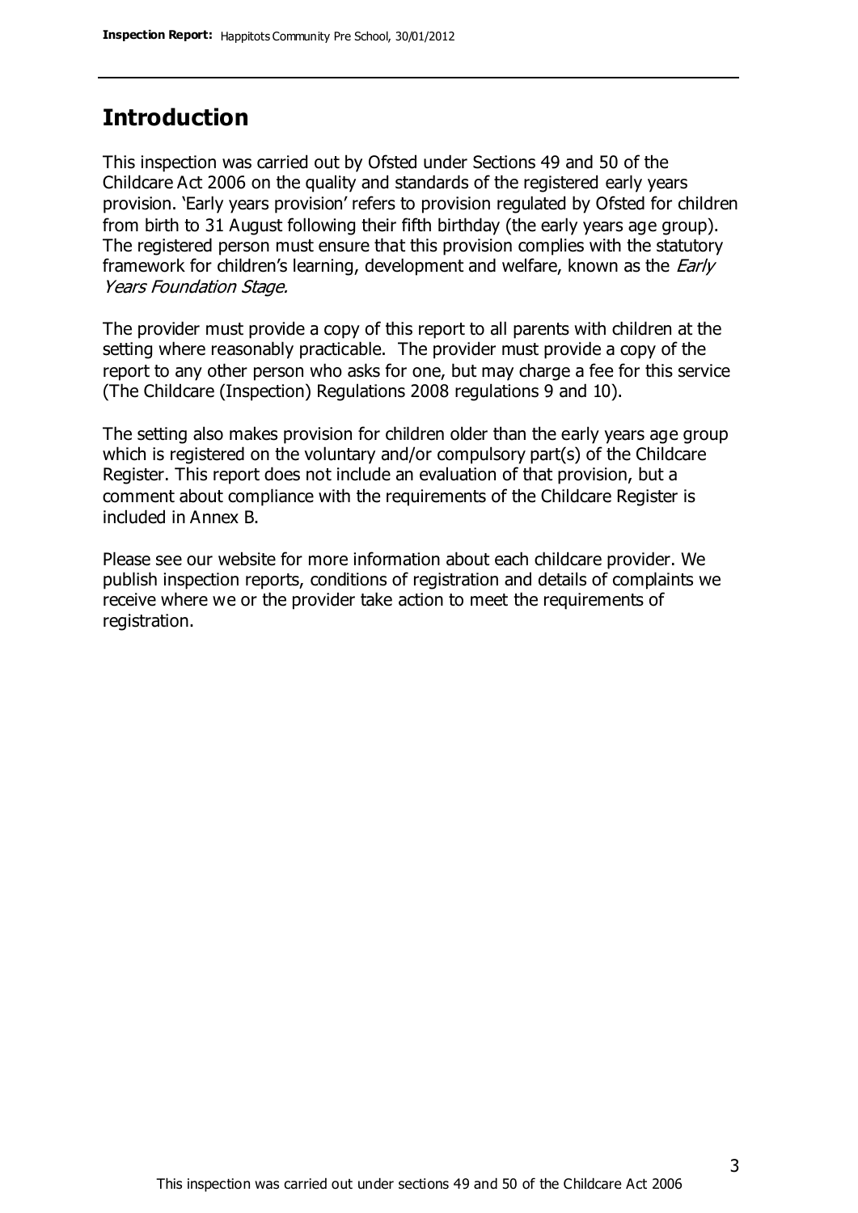## Introduction

This inspection was carried out by Ofsted under Sections 49 and 50 of the Childcare Act 2006 on the quality and standards of the registered early years provision. 'Early years provision' refers to provision regulated by Ofsted for children from birth to 31 August following their fifth birthday (the early years age group). The registered person must ensure that this provision complies with the statutory framework for children's learning, development and welfare, known as the *Early Years Foundation Stage.*

The provider must provide a copy of this report to all parents with children at the setting where reasonably practicable. The provider must provide a copy of the report to any other person who asks for one, but may charge a fee for this service (The Childcare (Inspection) Regulations 2008 regulations 9 and 10).

The setting also makes provision for children older than the early years age group which is registered on the voluntary and/or compulsory part(s) of the Childcare Register. This report does not include an evaluation of that provision, but a comment about compliance with the requirements of the Childcare Register is included in Annex B.

Please see our website for more information about each childcare provider. We publish inspection reports, conditions of registration and details of complaints we receive where we or the provider take action to meet the requirements of registration.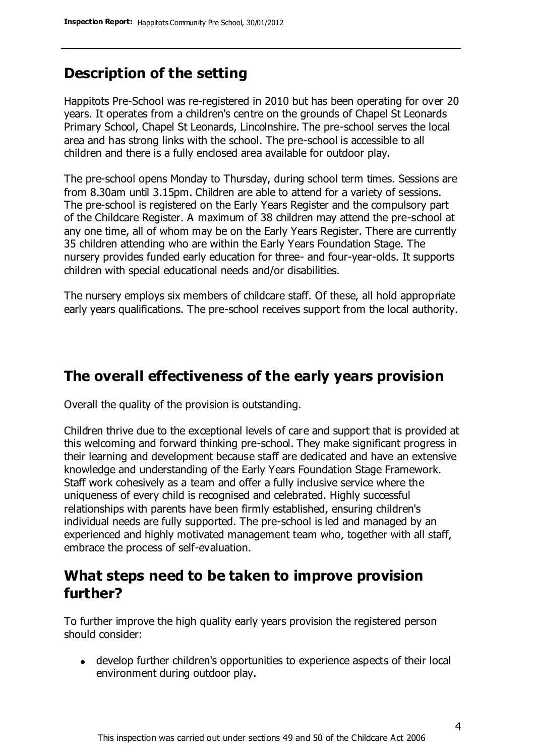## Description of the setting

Happitots Pre-School was re-registered in 2010 but has been operating for over 20 years. It operates from a children's centre on the grounds of Chapel St Leonards Primary School, Chapel St Leonards, Lincolnshire. The pre-school serves the local area and has strong links with the school. The pre-school is accessible to all children and there is a fully enclosed area available for outdoor play.

The pre-school opens Monday to Thursday, during school term times. Sessions are from 8.30am until 3.15pm. Children are able to attend for a variety of sessions. The pre-school is registered on the Early Years Register and the compulsory part of the Childcare Register. A maximum of 38 children may attend the pre-school at any one time, all of whom may be on the Early Years Register. There are currently 35 children attending who are within the Early Years Foundation Stage. The nursery provides funded early education for three- and four-year-olds. It supports children with special educational needs and/or disabilities.

The nursery employs six members of childcare staff. Of these, all hold appropriate early years qualifications. The pre-school receives support from the local authority.

## The overall effectiveness of the early years provision

Overall the quality of the provision is outstanding.

Children thrive due to the exceptional levels of care and support that is provided at this welcoming and forward thinking pre-school. They make significant progress in their learning and development because staff are dedicated and have an extensive knowledge and understanding of the Early Years Foundation Stage Framework. Staff work cohesively as a team and offer a fully inclusive service where the uniqueness of every child is recognised and celebrated. Highly successful relationships with parents have been firmly established, ensuring children's individual needs are fully supported. The pre-school is led and managed by an experienced and highly motivated management team who, together with all staff, embrace the process of self-evaluation.

## What steps need to be taken to improve provision further?

To further improve the high quality early years provision the registered person should consider:

- develop further children's opportunities to experience aspects of their local environment during outdoor play.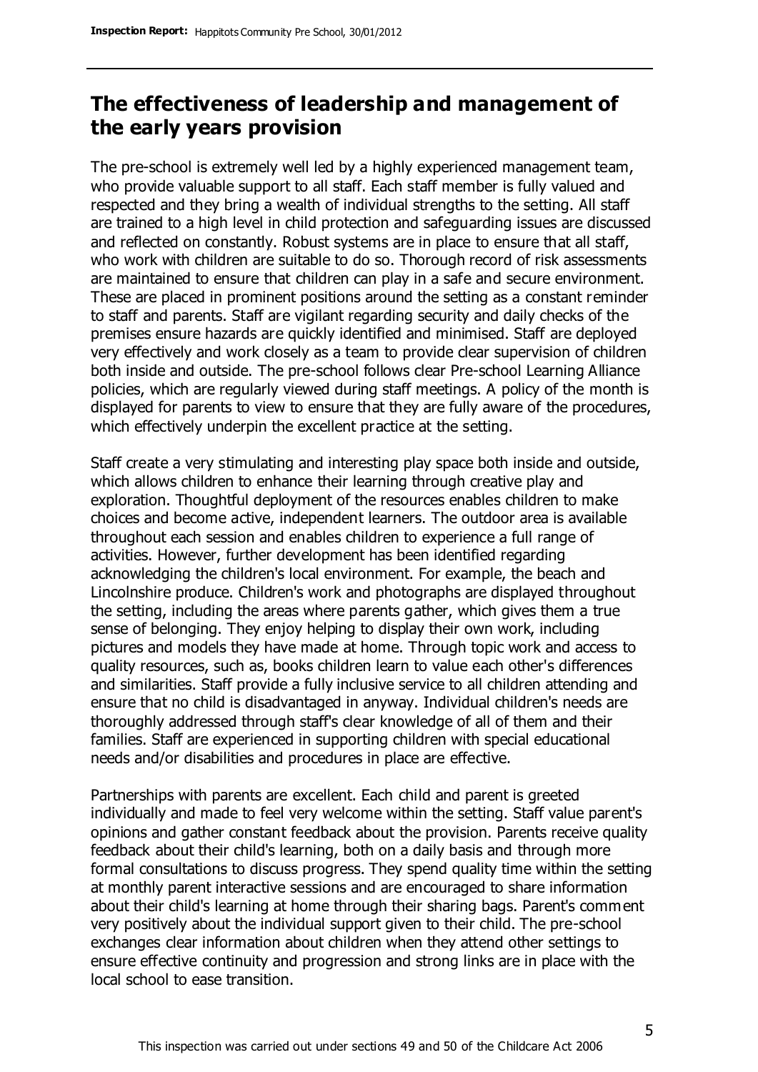## The effectiveness of leadership and management of the early years provision

The pre-school is extremely well led by a highly experienced management team, who provide valuable support to all staff. Each staff member is fully valued and respected and they bring a wealth of individual strengths to the setting. All staff are trained to a high level in child protection and safeguarding issues are discussed and reflected on constantly. Robust systems are in place to ensure that all staff, who work with children are suitable to do so. Thorough record of risk assessments are maintained to ensure that children can play in a safe and secure environment. These are placed in prominent positions around the setting as a constant reminder to staff and parents. Staff are vigilant regarding security and daily checks of the premises ensure hazards are quickly identified and minimised. Staff are deployed very effectively and work closely as a team to provide clear supervision of children both inside and outside. The pre-school follows clear Pre-school Learning Alliance policies, which are regularly viewed during staff meetings. A policy of the month is displayed for parents to view to ensure that they are fully aware of the procedures, which effectively underpin the excellent practice at the setting.

Staff create a very stimulating and interesting play space both inside and outside, which allows children to enhance their learning through creative play and exploration. Thoughtful deployment of the resources enables children to make choices and become active, independent learners. The outdoor area is available throughout each session and enables children to experience a full range of activities. However, further development has been identified regarding acknowledging the children's local environment. For example, the beach and Lincolnshire produce. Children's work and photographs are displayed throughout the setting, including the areas where parents gather, which gives them a true sense of belonging. They enjoy helping to display their own work, including pictures and models they have made at home. Through topic work and access to quality resources, such as, books children learn to value each other's differences and similarities. Staff provide a fully inclusive service to all children attending and ensure that no child is disadvantaged in anyway. Individual children's needs are thoroughly addressed through staff's clear knowledge of all of them and their families. Staff are experienced in supporting children with special educational needs and/or disabilities and procedures in place are effective.

Partnerships with parents are excellent. Each child and parent is greeted individually and made to feel very welcome within the setting. Staff value parent's opinions and gather constant feedback about the provision. Parents receive quality feedback about their child's learning, both on a daily basis and through more formal consultations to discuss progress. They spend quality time within the setting at monthly parent interactive sessions and are encouraged to share information about their child's learning at home through their sharing bags. Parent's comment very positively about the individual support given to their child. The pre-school exchanges clear information about children when they attend other settings to ensure effective continuity and progression and strong links are in place with the local school to ease transition.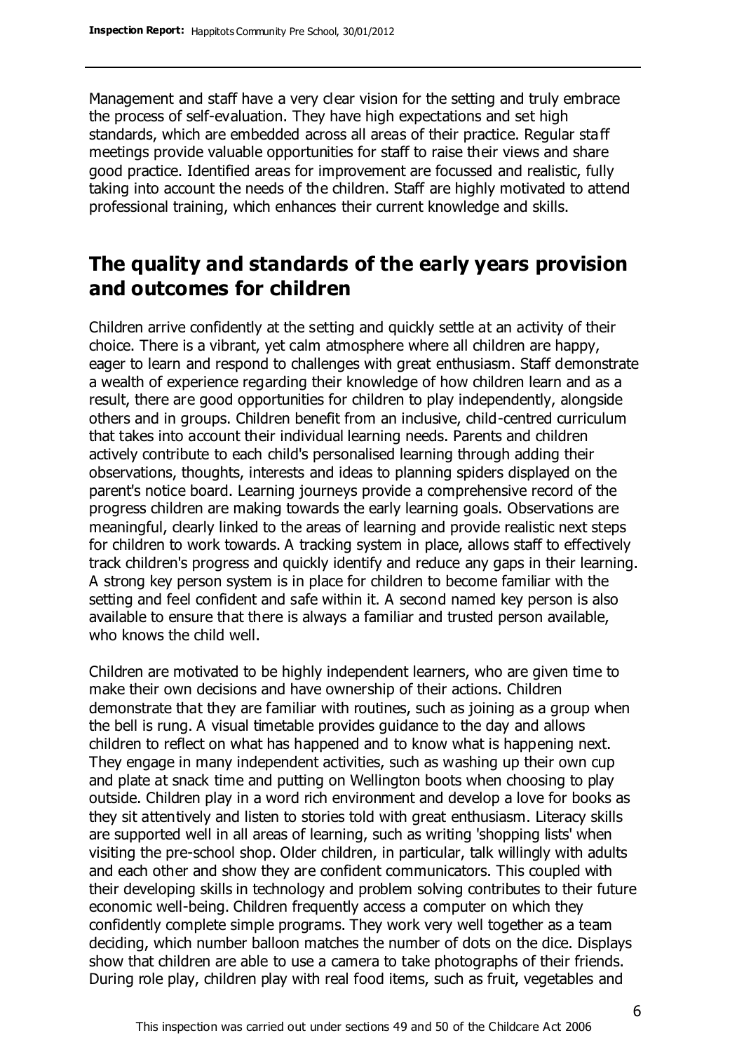Management and staff have a very clear vision for the setting and truly embrace the process of self-evaluation. They have high expectations and set high standards, which are embedded across all areas of their practice. Regular staff meetings provide valuable opportunities for staff to raise their views and share good practice. Identified areas for improvement are focussed and realistic, fully taking into account the needs of the children. Staff are highly motivated to attend professional training, which enhances their current knowledge and skills.

## The quality and standards of the early years provision and outcomes for children

Children arrive confidently at the setting and quickly settle at an activity of their choice. There is a vibrant, yet calm atmosphere where all children are happy, eager to learn and respond to challenges with great enthusiasm. Staff demonstrate a wealth of experience regarding their knowledge of how children learn and as a result, there are good opportunities for children to play independently, alongside others and in groups. Children benefit from an inclusive, child-centred curriculum that takes into account their individual learning needs. Parents and children actively contribute to each child's personalised learning through adding their observations, thoughts, interests and ideas to planning spiders displayed on the parent's notice board. Learning journeys provide a comprehensive record of the progress children are making towards the early learning goals. Observations are meaningful, clearly linked to the areas of learning and provide realistic next steps for children to work towards. A tracking system in place, allows staff to effectively track children's progress and quickly identify and reduce any gaps in their learning. A strong key person system is in place for children to become familiar with the setting and feel confident and safe within it. A second named key person is also available to ensure that there is always a familiar and trusted person available, who knows the child well.

Children are motivated to be highly independent learners, who are given time to make their own decisions and have ownership of their actions. Children demonstrate that they are familiar with routines, such as joining as a group when the bell is rung. A visual timetable provides guidance to the day and allows children to reflect on what has happened and to know what is happening next. They engage in many independent activities, such as washing up their own cup and plate at snack time and putting on Wellington boots when choosing to play outside. Children play in a word rich environment and develop a love for books as they sit attentively and listen to stories told with great enthusiasm. Literacy skills are supported well in all areas of learning, such as writing 'shopping lists' when visiting the pre-school shop. Older children, in particular, talk willingly with adults and each other and show they are confident communicators. This coupled with their developing skills in technology and problem solving contributes to their future economic well-being. Children frequently access a computer on which they confidently complete simple programs. They work very well together as a team deciding, which number balloon matches the number of dots on the dice. Displays show that children are able to use a camera to take photographs of their friends. During role play, children play with real food items, such as fruit, vegetables and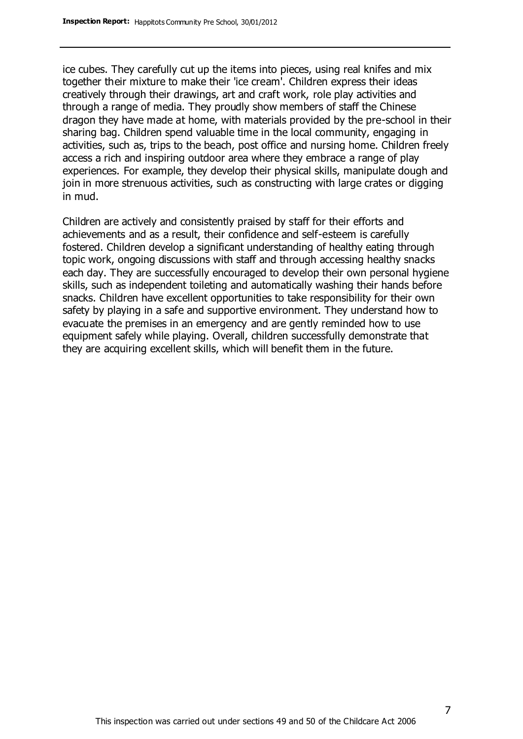ice cubes. They carefully cut up the items into pieces, using real knifes and mix together their mixture to make their 'ice cream'. Children express their ideas creatively through their drawings, art and craft work, role play activities and through a range of media. They proudly show members of staff the Chinese dragon they have made at home, with materials provided by the pre-school in their sharing bag. Children spend valuable time in the local community, engaging in activities, such as, trips to the beach, post office and nursing home. Children freely access a rich and inspiring outdoor area where they embrace a range of play experiences. For example, they develop their physical skills, manipulate dough and join in more strenuous activities, such as constructing with large crates or digging in mud.

Children are actively and consistently praised by staff for their efforts and achievements and as a result, their confidence and self-esteem is carefully fostered. Children develop a significant understanding of healthy eating through topic work, ongoing discussions with staff and through accessing healthy snacks each day. They are successfully encouraged to develop their own personal hygiene skills, such as independent toileting and automatically washing their hands before snacks. Children have excellent opportunities to take responsibility for their own safety by playing in a safe and supportive environment. They understand how to evacuate the premises in an emergency and are gently reminded how to use equipment safely while playing. Overall, children successfully demonstrate that they are acquiring excellent skills, which will benefit them in the future.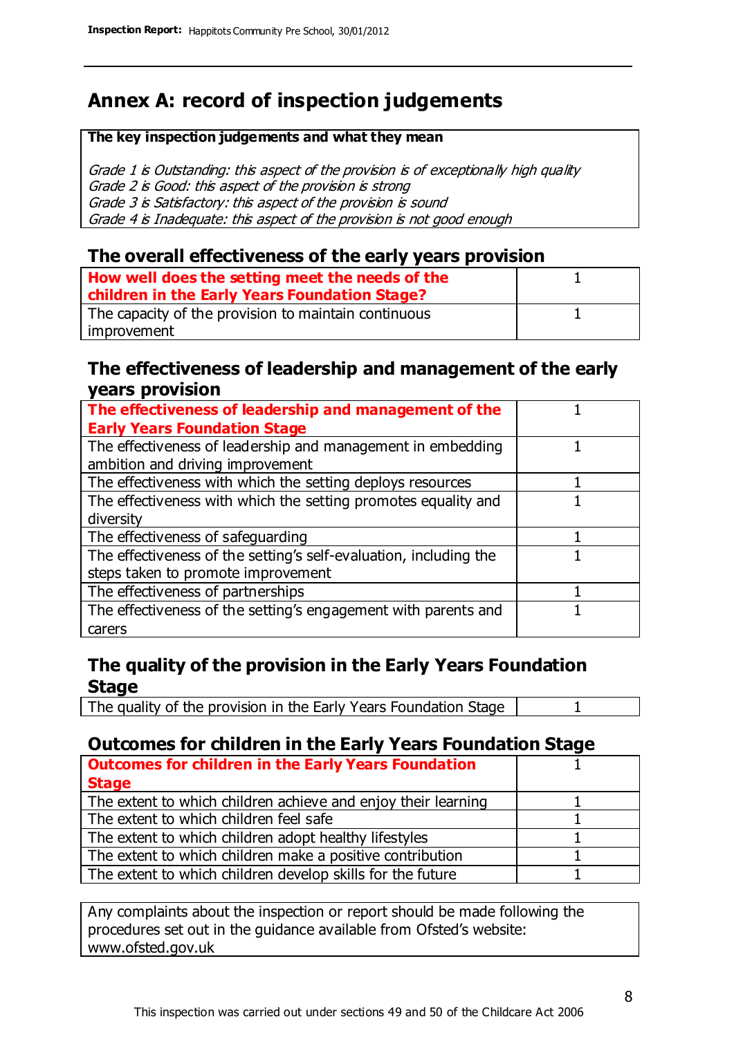# Annex A: record of inspection judgements

| The key inspection judgements and what they mean |
|---|
| *Grade 1 is Outstanding: this aspect of the provision is of exceptionally high quality*<br>*Grade 2 is Good: this aspect of the provision is strong*<br>*Grade 3 is Satisfactory: this aspect of the provision is sound*<br>*Grade 4 is Inadequate: this aspect of the provision is not good enough* |

## The overall effectiveness of the early years provision

| | |
|---|---|
| **How well does the setting meet the needs of the children in the Early Years Foundation Stage?** | 1 |
| The capacity of the provision to maintain continuous improvement | 1 |

## The effectiveness of leadership and management of the early years provision

| | |
|---|---|
| **The effectiveness of leadership and management of the Early Years Foundation Stage** | 1 |
| The effectiveness of leadership and management in embedding ambition and driving improvement | 1 |
| The effectiveness with which the setting deploys resources | 1 |
| The effectiveness with which the setting promotes equality and diversity | 1 |
| The effectiveness of safeguarding | 1 |
| The effectiveness of the setting's self-evaluation, including the steps taken to promote improvement | 1 |
| The effectiveness of partnerships | 1 |
| The effectiveness of the setting's engagement with parents and carers | 1 |

## The quality of the provision in the Early Years Foundation Stage

| | |
|---|---|
| The quality of the provision in the Early Years Foundation Stage | 1 |

## Outcomes for children in the Early Years Foundation Stage

| | |
|---|---|
| **Outcomes for children in the Early Years Foundation Stage** | 1 |
| The extent to which children achieve and enjoy their learning | 1 |
| The extent to which children feel safe | 1 |
| The extent to which children adopt healthy lifestyles | 1 |
| The extent to which children make a positive contribution | 1 |
| The extent to which children develop skills for the future | 1 |

Any complaints about the inspection or report should be made following the procedures set out in the guidance available from Ofsted's website: www.ofsted.gov.uk

This inspection was carried out under sections 49 and 50 of the Childcare Act 2006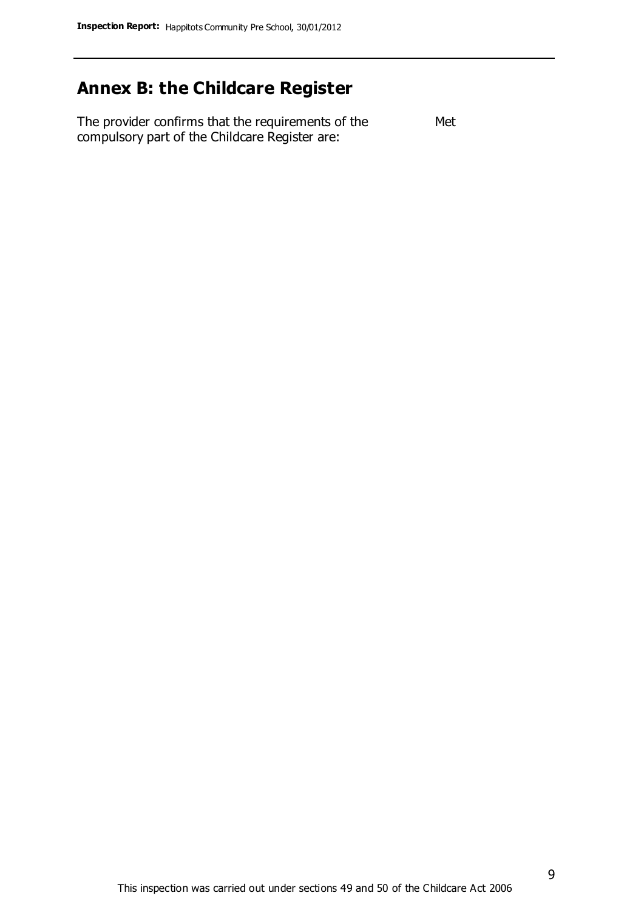## Annex B: the Childcare Register

| | |
|---|---|
| The provider confirms that the requirements of the compulsory part of the Childcare Register are: | Met |

This inspection was carried out under sections 49 and 50 of the Childcare Act 2006